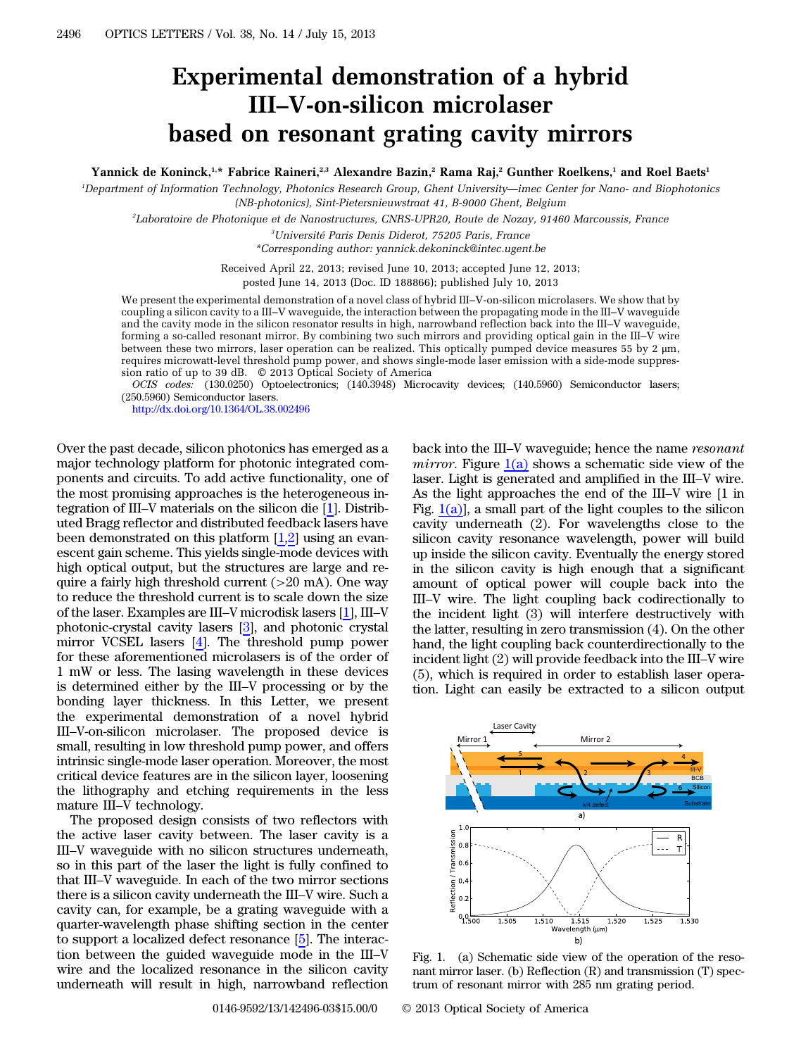# Experimental demonstration of a hybrid III–V-on-silicon microlaser based on resonant grating cavity mirrors

**Yannick de Koninck,[1,*] Fabrice Raineri,[2,3] Alexandre Bazin,[2] Rama Raj,[2] Gunther Roelkens,[1] and Roel Baets[1]**

[1]*Department of Information Technology, Photonics Research Group, Ghent University—imec Center for Nano- and Biophotonics (NB-photonics), Sint-Pietersnieuwstraat 41, B-9000 Ghent, Belgium*

[2]*Laboratoire de Photonique et de Nanostructures, CNRS-UPR20, Route de Nozay, 91460 Marcoussis, France*

[3]*Université Paris Denis Diderot, 75205 Paris, France*

*Corresponding author: yannick.dekoninck@intec.ugent.be

Received April 22, 2013; revised June 10, 2013; accepted June 12, 2013; posted June 14, 2013 (Doc. ID 188866); published July 10, 2013

We present the experimental demonstration of a novel class of hybrid III–V-on-silicon microlasers. We show that by coupling a silicon cavity to a III–V waveguide, the interaction between the propagating mode in the III–V waveguide and the cavity mode in the silicon resonator results in high, narrowband reflection back into the III–V waveguide, forming a so-called resonant mirror. By combining two such mirrors and providing optical gain in the III–V wire between these two mirrors, laser operation can be realized. This optically pumped device measures 55 by 2 μm, requires microwatt-level threshold pump power, and shows single-mode laser emission with a side-mode suppression ratio of up to 39 dB. © 2013 Optical Society of America

*OCIS codes:* (130.0250) Optoelectronics; (140.3948) Microcavity devices; (140.5960) Semiconductor lasers; (250.5960) Semiconductor lasers.

http://dx.doi.org/10.1364/OL.38.002496

Over the past decade, silicon photonics has emerged as a major technology platform for photonic integrated components and circuits. To add active functionality, one of the most promising approaches is the heterogeneous integration of III–V materials on the silicon die [1]. Distributed Bragg reflector and distributed feedback lasers have been demonstrated on this platform [1,2] using an evanescent gain scheme. This yields single-mode devices with high optical output, but the structures are large and require a fairly high threshold current (>20 mA). One way to reduce the threshold current is to scale down the size of the laser. Examples are III–V microdisk lasers [1], III–V photonic-crystal cavity lasers [3], and photonic crystal mirror VCSEL lasers [4]. The threshold pump power for these aforementioned microlasers is of the order of 1 mW or less. The lasing wavelength in these devices is determined either by the III–V processing or by the bonding layer thickness. In this Letter, we present the experimental demonstration of a novel hybrid III–V-on-silicon microlaser. The proposed device is small, resulting in low threshold pump power, and offers intrinsic single-mode laser operation. Moreover, the most critical device features are in the silicon layer, loosening the lithography and etching requirements in the less mature III–V technology.

The proposed design consists of two reflectors with the active laser cavity between. The laser cavity is a III–V waveguide with no silicon structures underneath, so in this part of the laser the light is fully confined to that III–V waveguide. In each of the two mirror sections there is a silicon cavity underneath the III–V wire. Such a cavity can, for example, be a grating waveguide with a quarter-wavelength phase shifting section in the center to support a localized defect resonance [5]. The interaction between the guided waveguide mode in the III–V wire and the localized resonance in the silicon cavity underneath will result in high, narrowband reflection back into the III–V waveguide; hence the name *resonant mirror*. Figure 1(a) shows a schematic side view of the laser. Light is generated and amplified in the III–V wire. As the light approaches the end of the III–V wire [1 in Fig. 1(a)], a small part of the light couples to the silicon cavity underneath (2). For wavelengths close to the silicon cavity resonance wavelength, power will build up inside the silicon cavity. Eventually the energy stored in the silicon cavity is high enough that a significant amount of optical power will couple back into the III–V wire. The light coupling back codirectionally to the incident light (3) will interfere destructively with the latter, resulting in zero transmission (4). On the other hand, the light coupling back counterdirectionally to the incident light (2) will provide feedback into the III–V wire (5), which is required in order to establish laser operation. Light can easily be extracted to a silicon output

Fig. 1. (a) Schematic side view of the operation of the resonant mirror laser. (b) Reflection (R) and transmission (T) spectrum of resonant mirror with 285 nm grating period.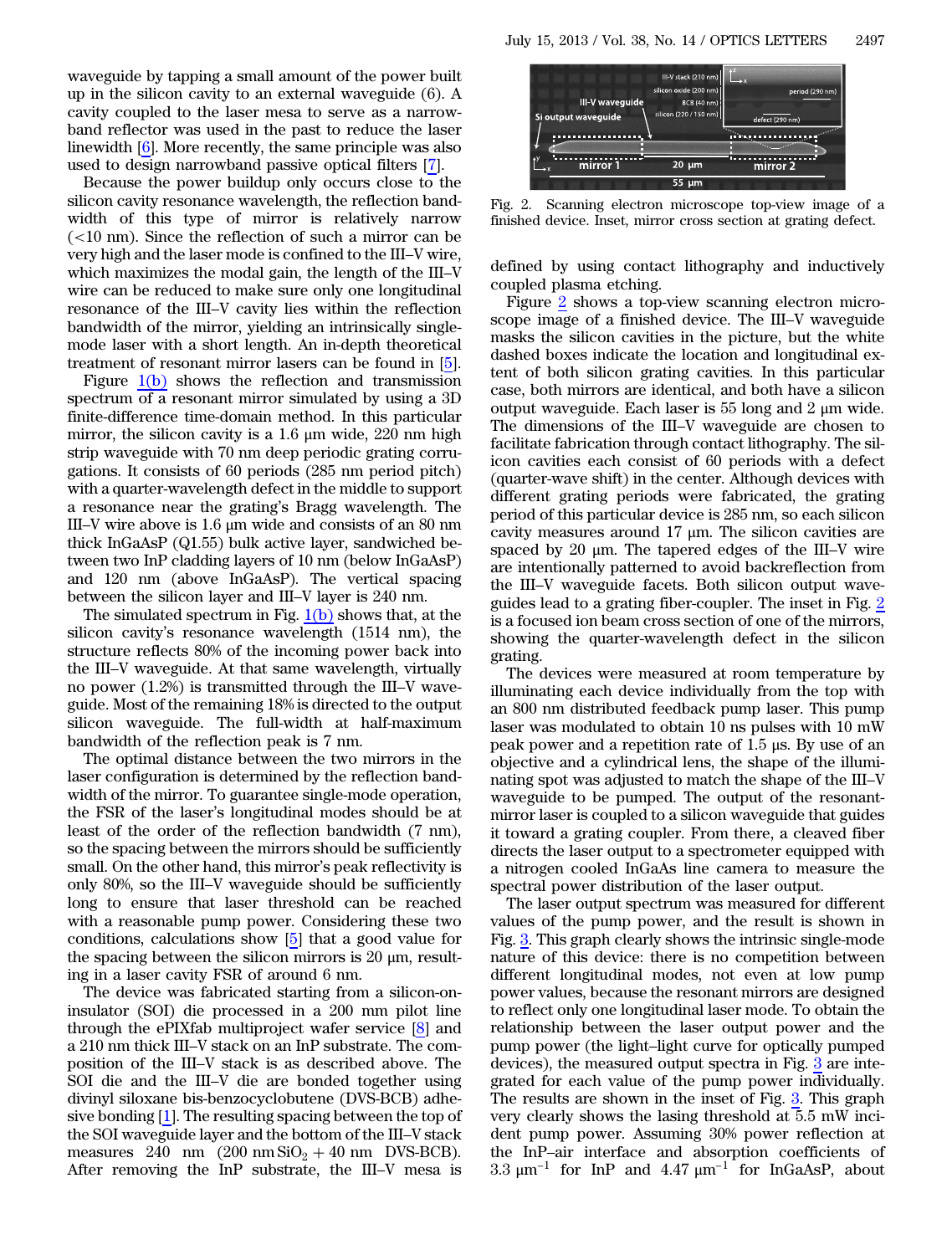waveguide by tapping a small amount of the power built up in the silicon cavity to an external waveguide (6). A cavity coupled to the laser mesa to serve as a narrow-band reflector was used in the past to reduce the laser linewidth [6]. More recently, the same principle was also used to design narrowband passive optical filters [7].

Because the power buildup only occurs close to the silicon cavity resonance wavelength, the reflection bandwidth of this type of mirror is relatively narrow (<10 nm). Since the reflection of such a mirror can be very high and the laser mode is confined to the III–V wire, which maximizes the modal gain, the length of the III–V wire can be reduced to make sure only one longitudinal resonance of the III–V cavity lies within the reflection bandwidth of the mirror, yielding an intrinsically single-mode laser with a short length. An in-depth theoretical treatment of resonant mirror lasers can be found in [5].

Figure 1(b) shows the reflection and transmission spectrum of a resonant mirror simulated by using a 3D finite-difference time-domain method. In this particular mirror, the silicon cavity is a 1.6 μm wide, 220 nm high strip waveguide with 70 nm deep periodic grating corrugations. It consists of 60 periods (285 nm period pitch) with a quarter-wavelength defect in the middle to support a resonance near the grating's Bragg wavelength. The III–V wire above is 1.6 μm wide and consists of an 80 nm thick InGaAsP (Q1.55) bulk active layer, sandwiched between two InP cladding layers of 10 nm (below InGaAsP) and 120 nm (above InGaAsP). The vertical spacing between the silicon layer and III–V layer is 240 nm.

The simulated spectrum in Fig. 1(b) shows that, at the silicon cavity's resonance wavelength (1514 nm), the structure reflects 80% of the incoming power back into the III–V waveguide. At that same wavelength, virtually no power (1.2%) is transmitted through the III–V waveguide. Most of the remaining 18% is directed to the output silicon waveguide. The full-width at half-maximum bandwidth of the reflection peak is 7 nm.

The optimal distance between the two mirrors in the laser configuration is determined by the reflection bandwidth of the mirror. To guarantee single-mode operation, the FSR of the laser's longitudinal modes should be at least of the order of the reflection bandwidth (7 nm), so the spacing between the mirrors should be sufficiently small. On the other hand, this mirror's peak reflectivity is only 80%, so the III–V waveguide should be sufficiently long to ensure that laser threshold can be reached with a reasonable pump power. Considering these two conditions, calculations show [5] that a good value for the spacing between the silicon mirrors is 20 μm, resulting in a laser cavity FSR of around 6 nm.

The device was fabricated starting from a silicon-on-insulator (SOI) die processed in a 200 mm pilot line through the ePIXfab multiproject wafer service [8] and a 210 nm thick III–V stack on an InP substrate. The composition of the III–V stack is as described above. The SOI die and the III–V die are bonded together using divinyl siloxane bis-benzocyclobutene (DVS-BCB) adhesive bonding [1]. The resulting spacing between the top of the SOI waveguide layer and the bottom of the III–V stack measures 240 nm ($200\ \text{nm}\ SiO_2 + 40\ \text{nm}$ DVS-BCB). After removing the InP substrate, the III–V mesa is defined by using contact lithography and inductively coupled plasma etching.

Fig. 2. Scanning electron microscope top-view image of a finished device. Inset, mirror cross section at grating defect.

Figure 2 shows a top-view scanning electron microscope image of a finished device. The III–V waveguide masks the silicon cavities in the picture, but the white dashed boxes indicate the location and longitudinal extent of both silicon grating cavities. In this particular case, both mirrors are identical, and both have a silicon output waveguide. Each laser is 55 long and 2 μm wide. The dimensions of the III–V waveguide are chosen to facilitate fabrication through contact lithography. The silicon cavities each consist of 60 periods with a defect (quarter-wave shift) in the center. Although devices with different grating periods were fabricated, the grating period of this particular device is 285 nm, so each silicon cavity measures around 17 μm. The silicon cavities are spaced by 20 μm. The tapered edges of the III–V wire are intentionally patterned to avoid backreflection from the III–V waveguide facets. Both silicon output waveguides lead to a grating fiber-coupler. The inset in Fig. 2 is a focused ion beam cross section of one of the mirrors, showing the quarter-wavelength defect in the silicon grating.

The devices were measured at room temperature by illuminating each device individually from the top with an 800 nm distributed feedback pump laser. This pump laser was modulated to obtain 10 ns pulses with 10 mW peak power and a repetition rate of 1.5 μs. By use of an objective and a cylindrical lens, the shape of the illuminating spot was adjusted to match the shape of the III–V waveguide to be pumped. The output of the resonant-mirror laser is coupled to a silicon waveguide that guides it toward a grating coupler. From there, a cleaved fiber directs the laser output to a spectrometer equipped with a nitrogen cooled InGaAs line camera to measure the spectral power distribution of the laser output.

The laser output spectrum was measured for different values of the pump power, and the result is shown in Fig. 3. This graph clearly shows the intrinsic single-mode nature of this device: there is no competition between different longitudinal modes, not even at low pump power values, because the resonant mirrors are designed to reflect only one longitudinal laser mode. To obtain the relationship between the laser output power and the pump power (the light–light curve for optically pumped devices), the measured output spectra in Fig. 3 are integrated for each value of the pump power individually. The results are shown in the inset of Fig. 3. This graph very clearly shows the lasing threshold at 5.5 mW incident pump power. Assuming 30% power reflection at the InP–air interface and absorption coefficients of $3.3\ \mu m^{-1}$ for InP and $4.47\ \mu m^{-1}$ for InGaAsP, about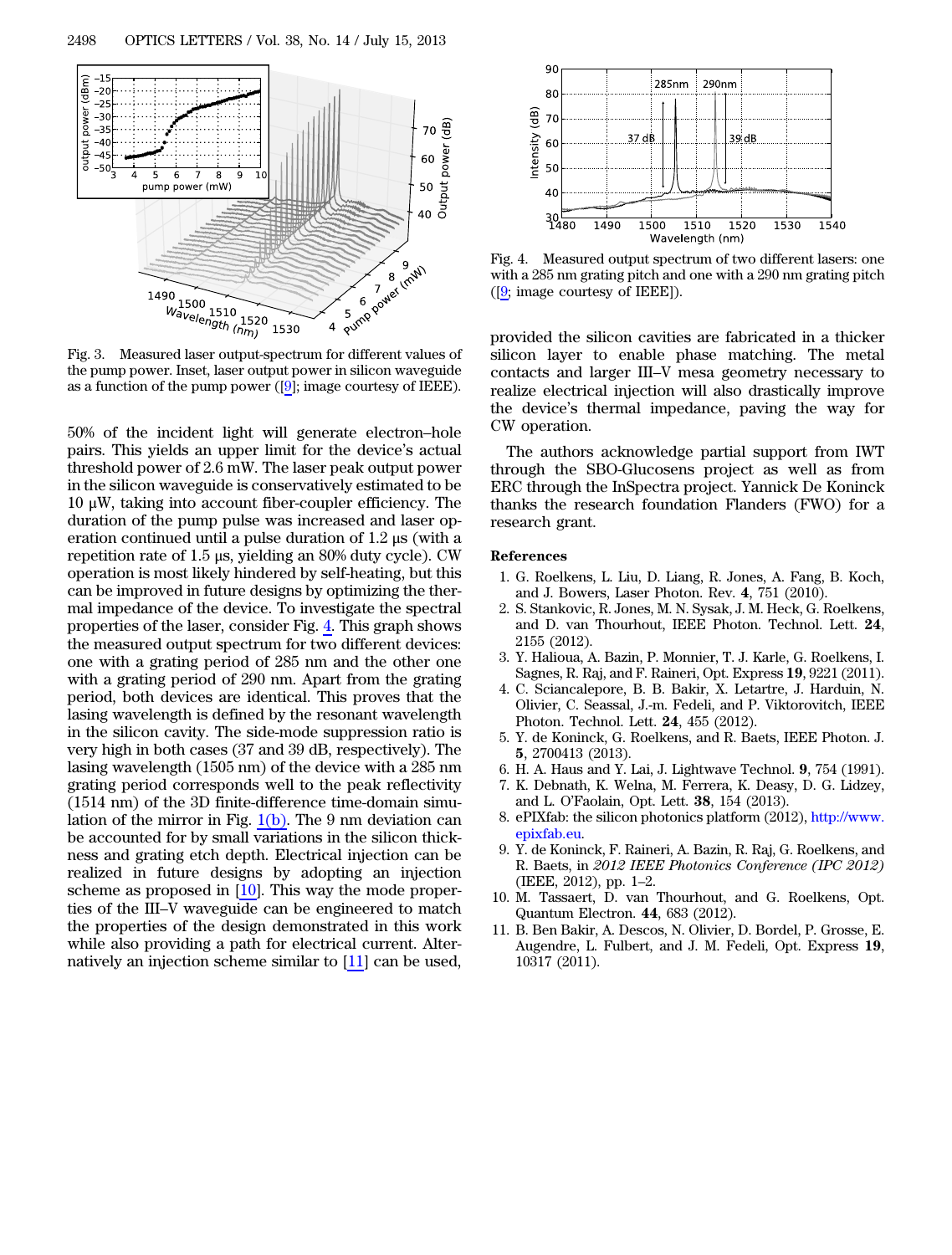Fig. 3. Measured laser output-spectrum for different values of the pump power. Inset, laser output power in silicon waveguide as a function of the pump power ([9]; image courtesy of IEEE).

Fig. 4. Measured output spectrum of two different lasers: one with a 285 nm grating pitch and one with a 290 nm grating pitch ([9]; image courtesy of IEEE]).

50% of the incident light will generate electron–hole pairs. This yields an upper limit for the device's actual threshold power of 2.6 mW. The laser peak output power in the silicon waveguide is conservatively estimated to be 10 μW, taking into account fiber-coupler efficiency. The duration of the pump pulse was increased and laser operation continued until a pulse duration of 1.2 μs (with a repetition rate of 1.5 μs, yielding an 80% duty cycle). CW operation is most likely hindered by self-heating, but this can be improved in future designs by optimizing the thermal impedance of the device. To investigate the spectral properties of the laser, consider Fig. 4. This graph shows the measured output spectrum for two different devices: one with a grating period of 285 nm and the other one with a grating period of 290 nm. Apart from the grating period, both devices are identical. This proves that the lasing wavelength is defined by the resonant wavelength in the silicon cavity. The side-mode suppression ratio is very high in both cases (37 and 39 dB, respectively). The lasing wavelength (1505 nm) of the device with a 285 nm grating period corresponds well to the peak reflectivity (1514 nm) of the 3D finite-difference time-domain simulation of the mirror in Fig. 1(b). The 9 nm deviation can be accounted for by small variations in the silicon thickness and grating etch depth. Electrical injection can be realized in future designs by adopting an injection scheme as proposed in [10]. This way the mode properties of the III–V waveguide can be engineered to match the properties of the design demonstrated in this work while also providing a path for electrical current. Alternatively an injection scheme similar to [11] can be used, provided the silicon cavities are fabricated in a thicker silicon layer to enable phase matching. The metal contacts and larger III–V mesa geometry necessary to realize electrical injection will also drastically improve the device's thermal impedance, paving the way for CW operation.

The authors acknowledge partial support from IWT through the SBO-Glucosens project as well as from ERC through the InSpectra project. Yannick De Koninck thanks the research foundation Flanders (FWO) for a research grant.

## References

1. G. Roelkens, L. Liu, D. Liang, R. Jones, A. Fang, B. Koch, and J. Bowers, Laser Photon. Rev. **4**, 751 (2010).
2. S. Stankovic, R. Jones, M. N. Sysak, J. M. Heck, G. Roelkens, and D. van Thourhout, IEEE Photon. Technol. Lett. **24**, 2155 (2012).
3. Y. Halioua, A. Bazin, P. Monnier, T. J. Karle, G. Roelkens, I. Sagnes, R. Raj, and F. Raineri, Opt. Express **19**, 9221 (2011).
4. C. Sciancalepore, B. B. Bakir, X. Letartre, J. Harduin, N. Olivier, C. Seassal, J.-m. Fedeli, and P. Viktorovitch, IEEE Photon. Technol. Lett. **24**, 455 (2012).
5. Y. de Koninck, G. Roelkens, and R. Baets, IEEE Photon. J. **5**, 2700413 (2013).
6. H. A. Haus and Y. Lai, J. Lightwave Technol. **9**, 754 (1991).
7. K. Debnath, K. Welna, M. Ferrera, K. Deasy, D. G. Lidzey, and L. O'Faolain, Opt. Lett. **38**, 154 (2013).
8. ePIXfab: the silicon photonics platform (2012), http://www.epixfab.eu.
9. Y. de Koninck, F. Raineri, A. Bazin, R. Raj, G. Roelkens, and R. Baets, in *2012 IEEE Photonics Conference (IPC 2012)* (IEEE, 2012), pp. 1–2.
10. M. Tassaert, D. van Thourhout, and G. Roelkens, Opt. Quantum Electron. **44**, 683 (2012).
11. B. Ben Bakir, A. Descos, N. Olivier, D. Bordel, P. Grosse, E. Augendre, L. Fulbert, and J. M. Fedeli, Opt. Express **19**, 10317 (2011).